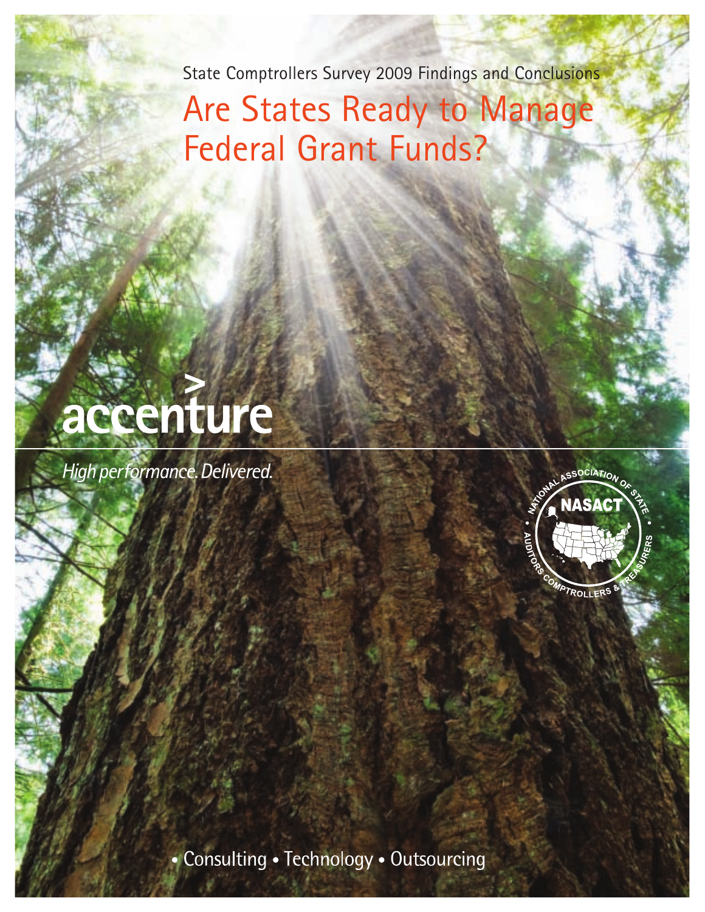State Comptrollers Survey 2009 Findings and Conclusions

# Are States Ready to Manage Federal Grant Funds?

accenture

*High performance. Delivered.*

NATIONAL ASSOCIATION OF STATE AUDITORS, COMPTROLLERS & TREASURERS

NASACT

• Consulting • Technology • Outsourcing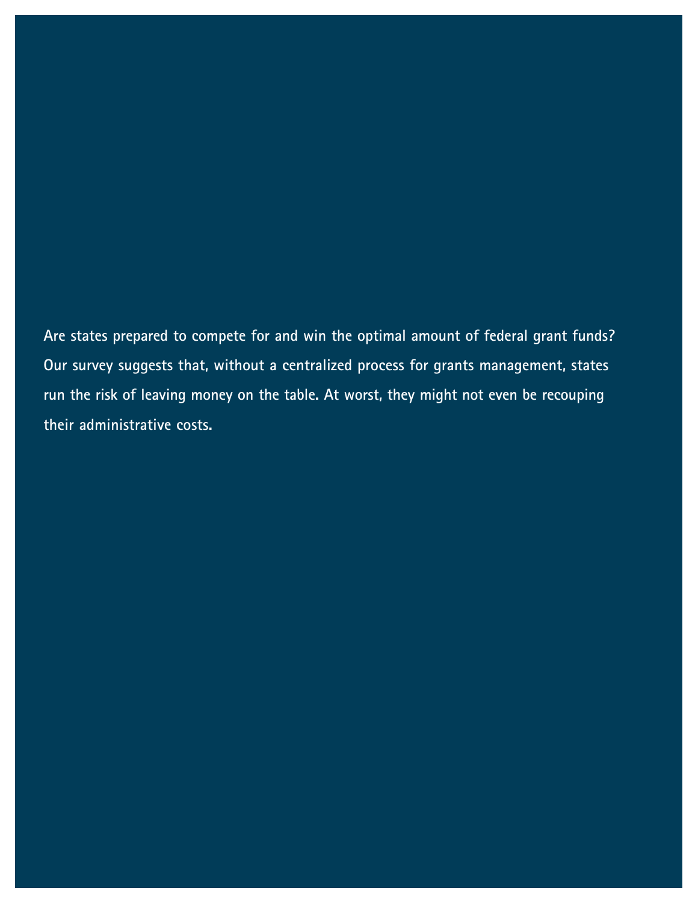**Are states prepared to compete for and win the optimal amount of federal grant funds? Our survey suggests that, without a centralized process for grants management, states run the risk of leaving money on the table. At worst, they might not even be recouping their administrative costs.**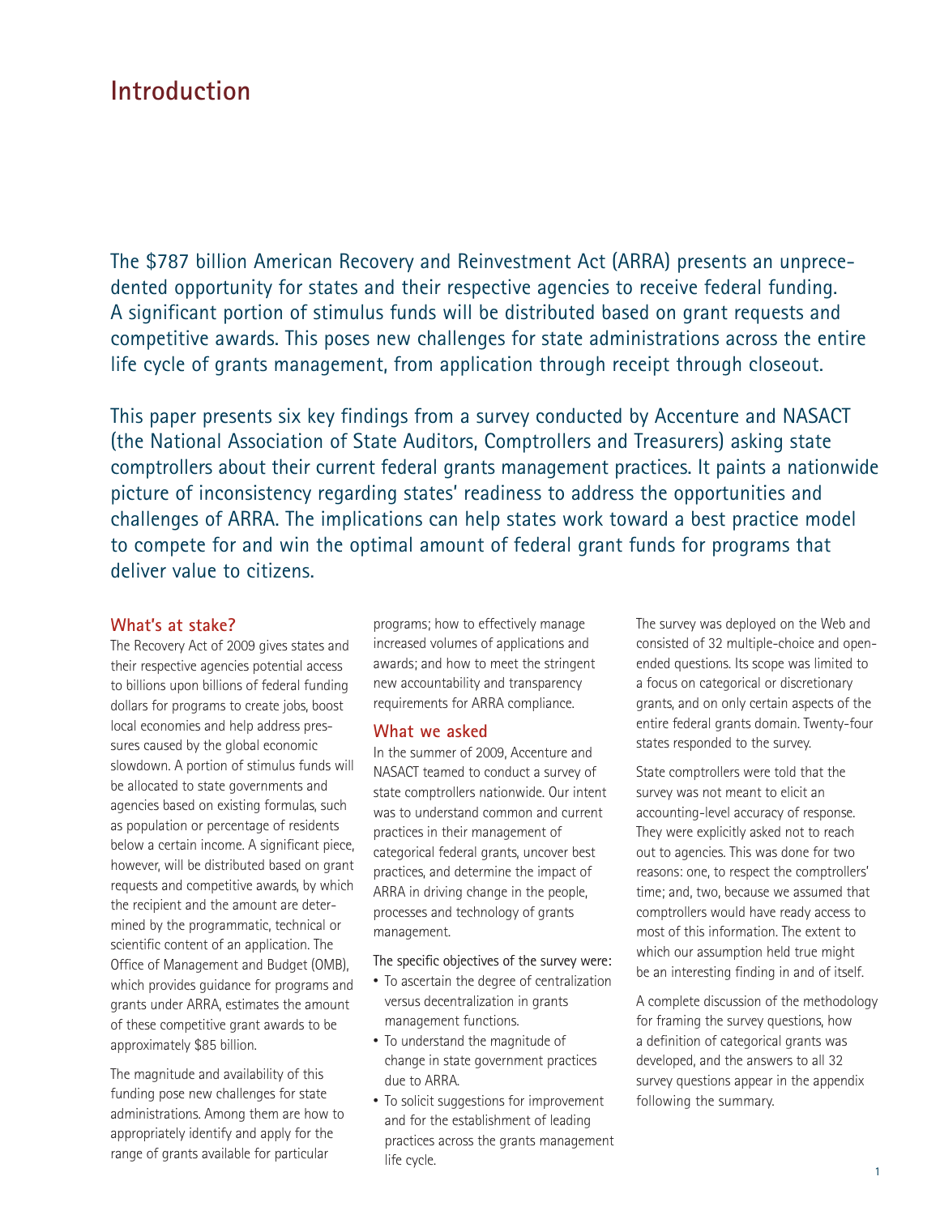# Introduction

The $787 billion American Recovery and Reinvestment Act (ARRA) presents an unprecedented opportunity for states and their respective agencies to receive federal funding. A significant portion of stimulus funds will be distributed based on grant requests and competitive awards. This poses new challenges for state administrations across the entire life cycle of grants management, from application through receipt through closeout.

This paper presents six key findings from a survey conducted by Accenture and NASACT (the National Association of State Auditors, Comptrollers and Treasurers) asking state comptrollers about their current federal grants management practices. It paints a nationwide picture of inconsistency regarding states' readiness to address the opportunities and challenges of ARRA. The implications can help states work toward a best practice model to compete for and win the optimal amount of federal grant funds for programs that deliver value to citizens.

## What's at stake?

The Recovery Act of 2009 gives states and their respective agencies potential access to billions upon billions of federal funding dollars for programs to create jobs, boost local economies and help address pressures caused by the global economic slowdown. A portion of stimulus funds will be allocated to state governments and agencies based on existing formulas, such as population or percentage of residents below a certain income. A significant piece, however, will be distributed based on grant requests and competitive awards, by which the recipient and the amount are determined by the programmatic, technical or scientific content of an application. The Office of Management and Budget (OMB), which provides guidance for programs and grants under ARRA, estimates the amount of these competitive grant awards to be approximately $85 billion.

The magnitude and availability of this funding pose new challenges for state administrations. Among them are how to appropriately identify and apply for the range of grants available for particular programs; how to effectively manage increased volumes of applications and awards; and how to meet the stringent new accountability and transparency requirements for ARRA compliance.

## What we asked

In the summer of 2009, Accenture and NASACT teamed to conduct a survey of state comptrollers nationwide. Our intent was to understand common and current practices in their management of categorical federal grants, uncover best practices, and determine the impact of ARRA in driving change in the people, processes and technology of grants management.

The specific objectives of the survey were:

- To ascertain the degree of centralization versus decentralization in grants management functions.
- To understand the magnitude of change in state government practices due to ARRA.
- To solicit suggestions for improvement and for the establishment of leading practices across the grants management life cycle.

The survey was deployed on the Web and consisted of 32 multiple-choice and open-ended questions. Its scope was limited to a focus on categorical or discretionary grants, and on only certain aspects of the entire federal grants domain. Twenty-four states responded to the survey.

State comptrollers were told that the survey was not meant to elicit an accounting-level accuracy of response. They were explicitly asked not to reach out to agencies. This was done for two reasons: one, to respect the comptrollers' time; and, two, because we assumed that comptrollers would have ready access to most of this information. The extent to which our assumption held true might be an interesting finding in and of itself.

A complete discussion of the methodology for framing the survey questions, how a definition of categorical grants was developed, and the answers to all 32 survey questions appear in the appendix following the summary.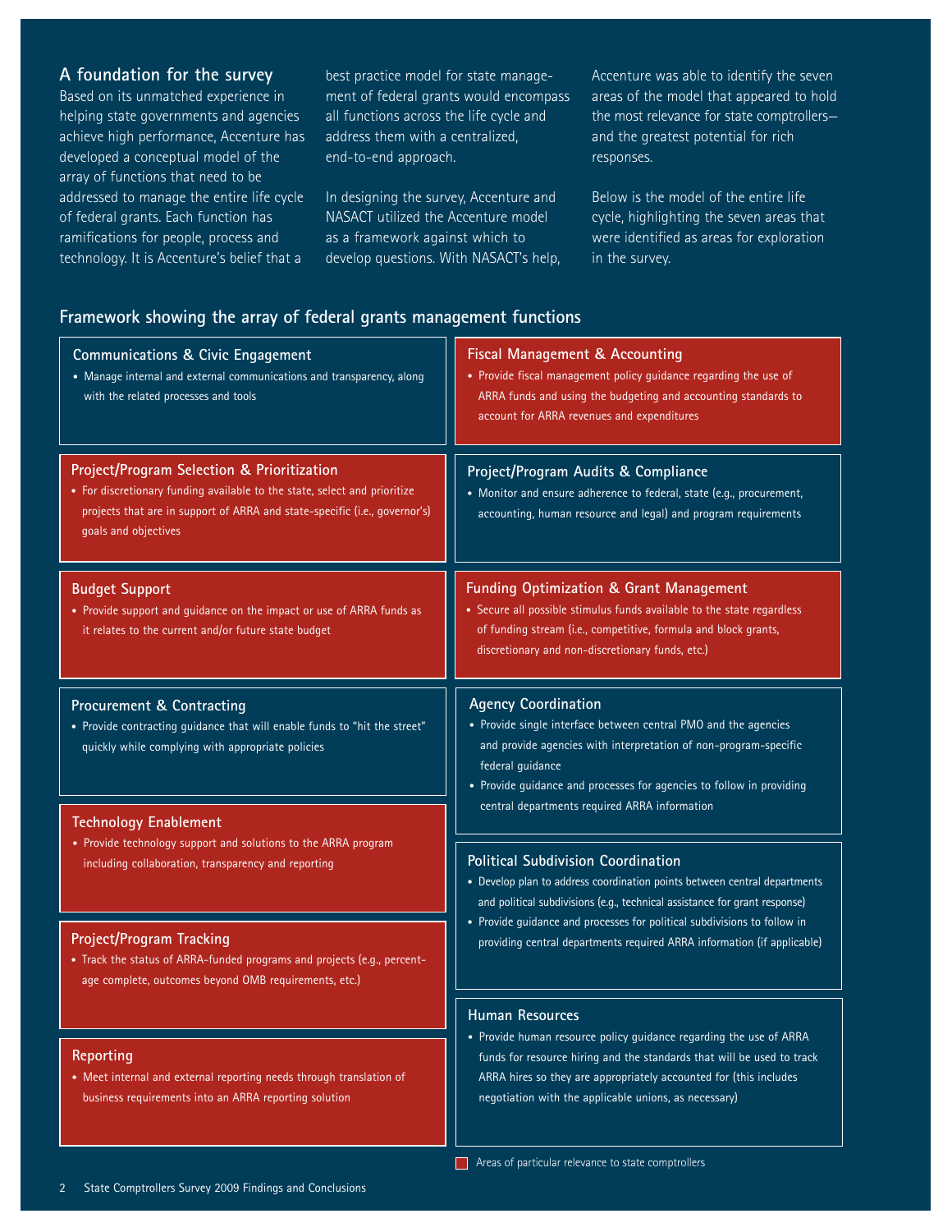## A foundation for the survey

Based on its unmatched experience in helping state governments and agencies achieve high performance, Accenture has developed a conceptual model of the array of functions that need to be addressed to manage the entire life cycle of federal grants. Each function has ramifications for people, process and technology. It is Accenture's belief that a best practice model for state management of federal grants would encompass all functions across the life cycle and address them with a centralized, end-to-end approach.

In designing the survey, Accenture and NASACT utilized the Accenture model as a framework against which to develop questions. With NASACT's help, Accenture was able to identify the seven areas of the model that appeared to hold the most relevance for state comptrollers—and the greatest potential for rich responses.

Below is the model of the entire life cycle, highlighting the seven areas that were identified as areas for exploration in the survey.

## Framework showing the array of federal grants management functions

### Communications & Civic Engagement
- Manage internal and external communications and transparency, along with the related processes and tools

### Project/Program Selection & Prioritization
- For discretionary funding available to the state, select and prioritize projects that are in support of ARRA and state-specific (i.e., governor's) goals and objectives

### Budget Support
- Provide support and guidance on the impact or use of ARRA funds as it relates to the current and/or future state budget

### Procurement & Contracting
- Provide contracting guidance that will enable funds to "hit the street" quickly while complying with appropriate policies

### Technology Enablement
- Provide technology support and solutions to the ARRA program including collaboration, transparency and reporting

### Project/Program Tracking
- Track the status of ARRA-funded programs and projects (e.g., percentage complete, outcomes beyond OMB requirements, etc.)

### Reporting
- Meet internal and external reporting needs through translation of business requirements into an ARRA reporting solution

### Fiscal Management & Accounting
- Provide fiscal management policy guidance regarding the use of ARRA funds and using the budgeting and accounting standards to account for ARRA revenues and expenditures

### Project/Program Audits & Compliance
- Monitor and ensure adherence to federal, state (e.g., procurement, accounting, human resource and legal) and program requirements

### Funding Optimization & Grant Management
- Secure all possible stimulus funds available to the state regardless of funding stream (i.e., competitive, formula and block grants, discretionary and non-discretionary funds, etc.)

### Agency Coordination
- Provide single interface between central PMO and the agencies and provide agencies with interpretation of non-program-specific federal guidance
- Provide guidance and processes for agencies to follow in providing central departments required ARRA information

### Political Subdivision Coordination
- Develop plan to address coordination points between central departments and political subdivisions (e.g., technical assistance for grant response)
- Provide guidance and processes for political subdivisions to follow in providing central departments required ARRA information (if applicable)

### Human Resources
- Provide human resource policy guidance regarding the use of ARRA funds for resource hiring and the standards that will be used to track ARRA hires so they are appropriately accounted for (this includes negotiation with the applicable unions, as necessary)

Areas of particular relevance to state comptrollers (highlighted in red): Fiscal Management & Accounting; Project/Program Selection & Prioritization; Budget Support; Funding Optimization & Grant Management; Technology Enablement; Project/Program Tracking; Reporting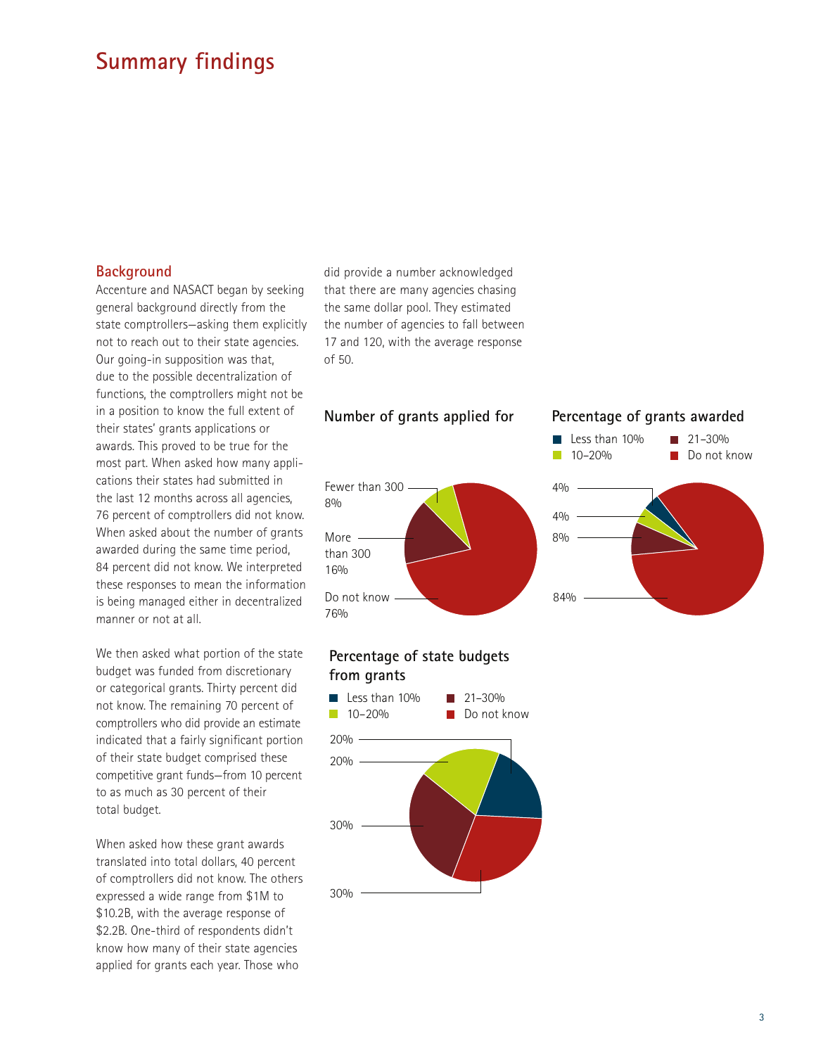# Summary findings

## Background

Accenture and NASACT began by seeking general background directly from the state comptrollers—asking them explicitly not to reach out to their state agencies. Our going-in supposition was that, due to the possible decentralization of functions, the comptrollers might not be in a position to know the full extent of their states' grants applications or awards. This proved to be true for the most part. When asked how many applications their states had submitted in the last 12 months across all agencies, 76 percent of comptrollers did not know. When asked about the number of grants awarded during the same time period, 84 percent did not know. We interpreted these responses to mean the information is being managed either in decentralized manner or not at all.

We then asked what portion of the state budget was funded from discretionary or categorical grants. Thirty percent did not know. The remaining 70 percent of comptrollers who did provide an estimate indicated that a fairly significant portion of their state budget comprised these competitive grant funds—from 10 percent to as much as 30 percent of their total budget.

When asked how these grant awards translated into total dollars, 40 percent of comptrollers did not know. The others expressed a wide range from $1M to $10.2B, with the average response of $2.2B. One-third of respondents didn't know how many of their state agencies applied for grants each year. Those who did provide a number acknowledged that there are many agencies chasing the same dollar pool. They estimated the number of agencies to fall between 17 and 120, with the average response of 50.

### Number of grants applied for

- Fewer than 300: 8%
- More than 300: 16%
- Do not know: 76%

### Percentage of grants awarded

- Less than 10%: 4%
- 10–20%: 4%
- 21–30%: 8%
- Do not know: 84%

### Percentage of state budgets from grants

- Less than 10%: 20%
- 10–20%: 20%
- 21–30%: 30%
- Do not know: 30%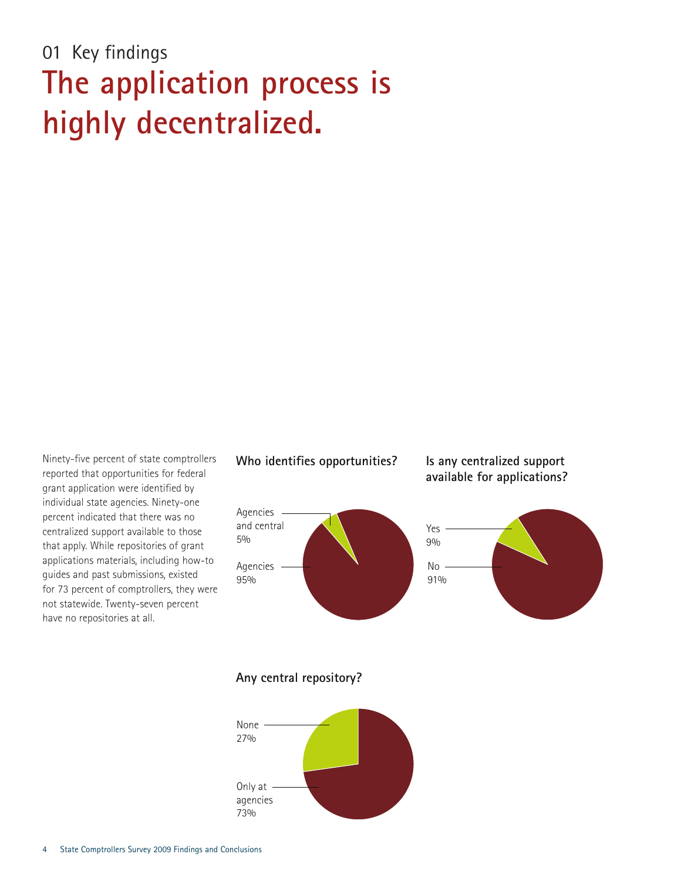01 Key findings

# The application process is highly decentralized.

Ninety-five percent of state comptrollers reported that opportunities for federal grant application were identified by individual state agencies. Ninety-one percent indicated that there was no centralized support available to those that apply. While repositories of grant applications materials, including how-to guides and past submissions, existed for 73 percent of comptrollers, they were not statewide. Twenty-seven percent have no repositories at all.

**Who identifies opportunities?**

Agencies and central 5%

Agencies 95%

**Is any centralized support available for applications?**

Yes 9%

No 91%

**Any central repository?**

None 27%

Only at agencies 73%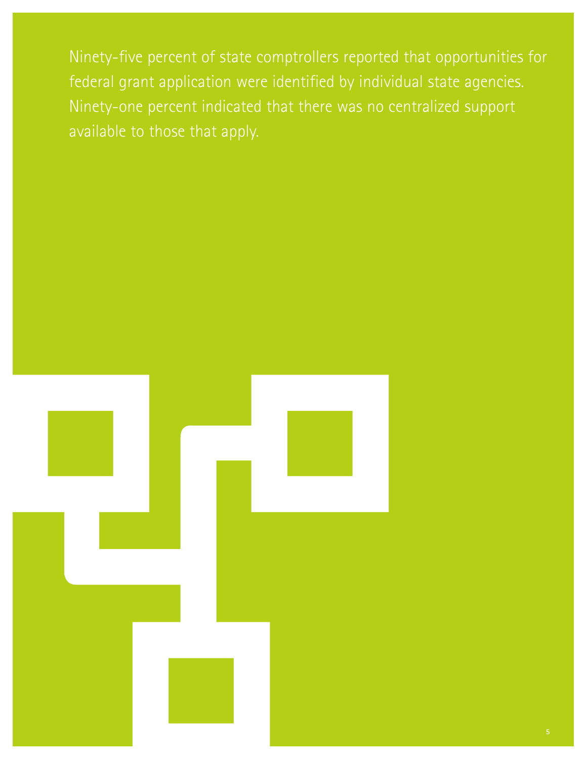Ninety-five percent of state comptrollers reported that opportunities for federal grant application were identified by individual state agencies. Ninety-one percent indicated that there was no centralized support available to those that apply.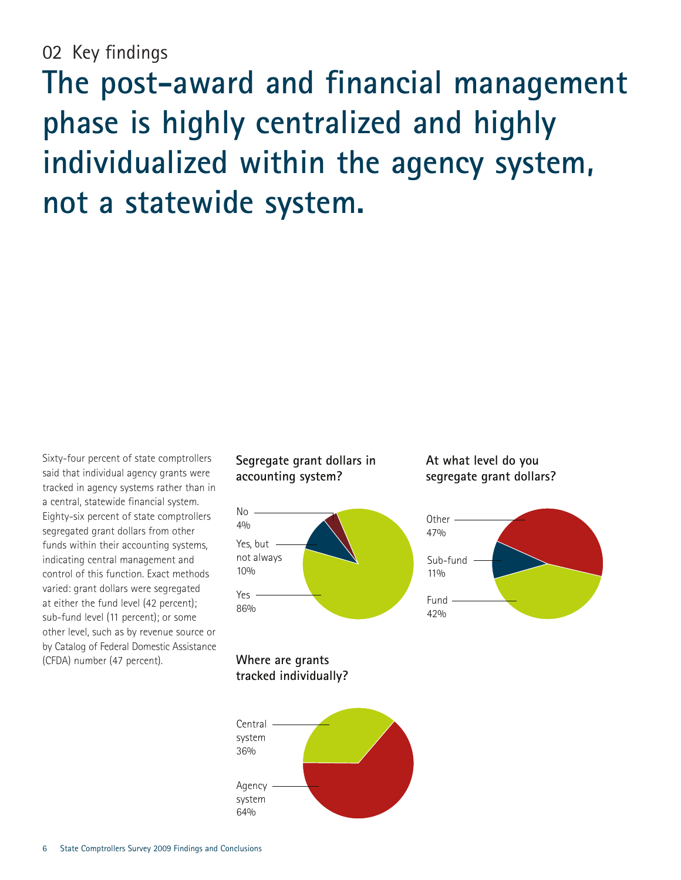02 Key findings

# The post-award and financial management phase is highly centralized and highly individualized within the agency system, not a statewide system.

Sixty-four percent of state comptrollers said that individual agency grants were tracked in agency systems rather than in a central, statewide financial system. Eighty-six percent of state comptrollers segregated grant dollars from other funds within their accounting systems, indicating central management and control of this function. Exact methods varied: grant dollars were segregated at either the fund level (42 percent); sub-fund level (11 percent); or some other level, such as by revenue source or by Catalog of Federal Domestic Assistance (CFDA) number (47 percent).

**Segregate grant dollars in accounting system?**

No 4%

Yes, but not always 10%

Yes 86%

**At what level do you segregate grant dollars?**

Other 47%

Sub-fund 11%

Fund 42%

**Where are grants tracked individually?**

Central system 36%

Agency system 64%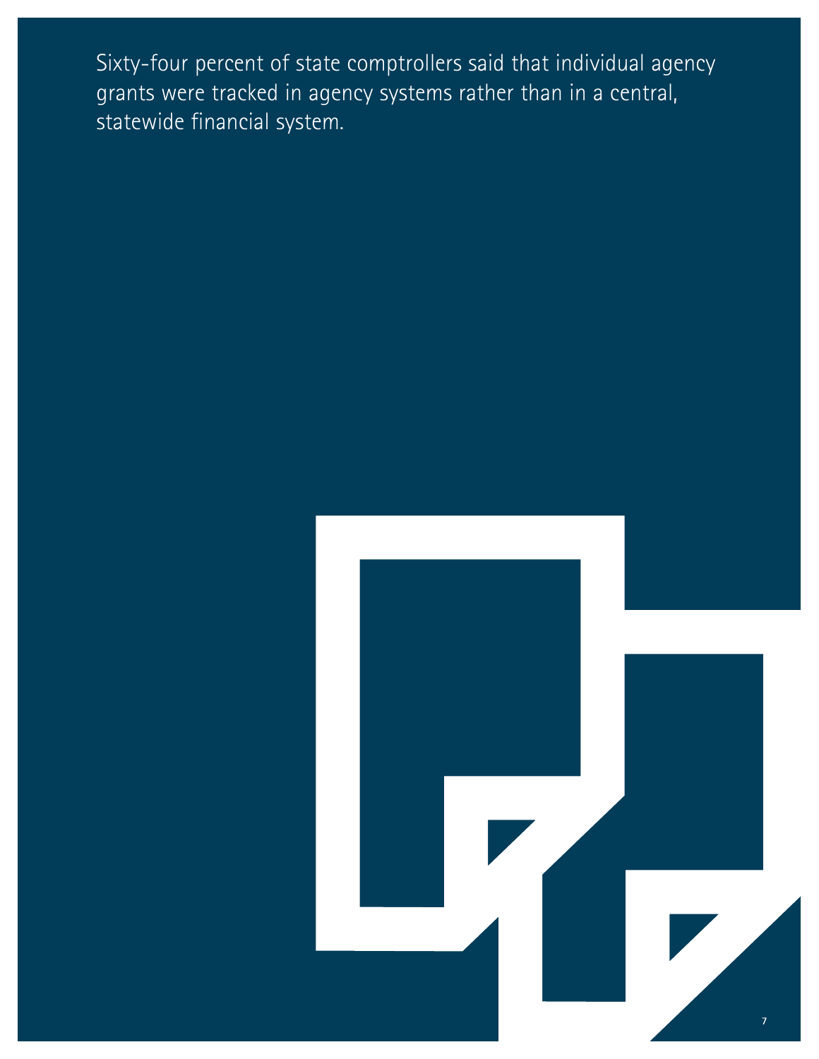Sixty-four percent of state comptrollers said that individual agency grants were tracked in agency systems rather than in a central, statewide financial system.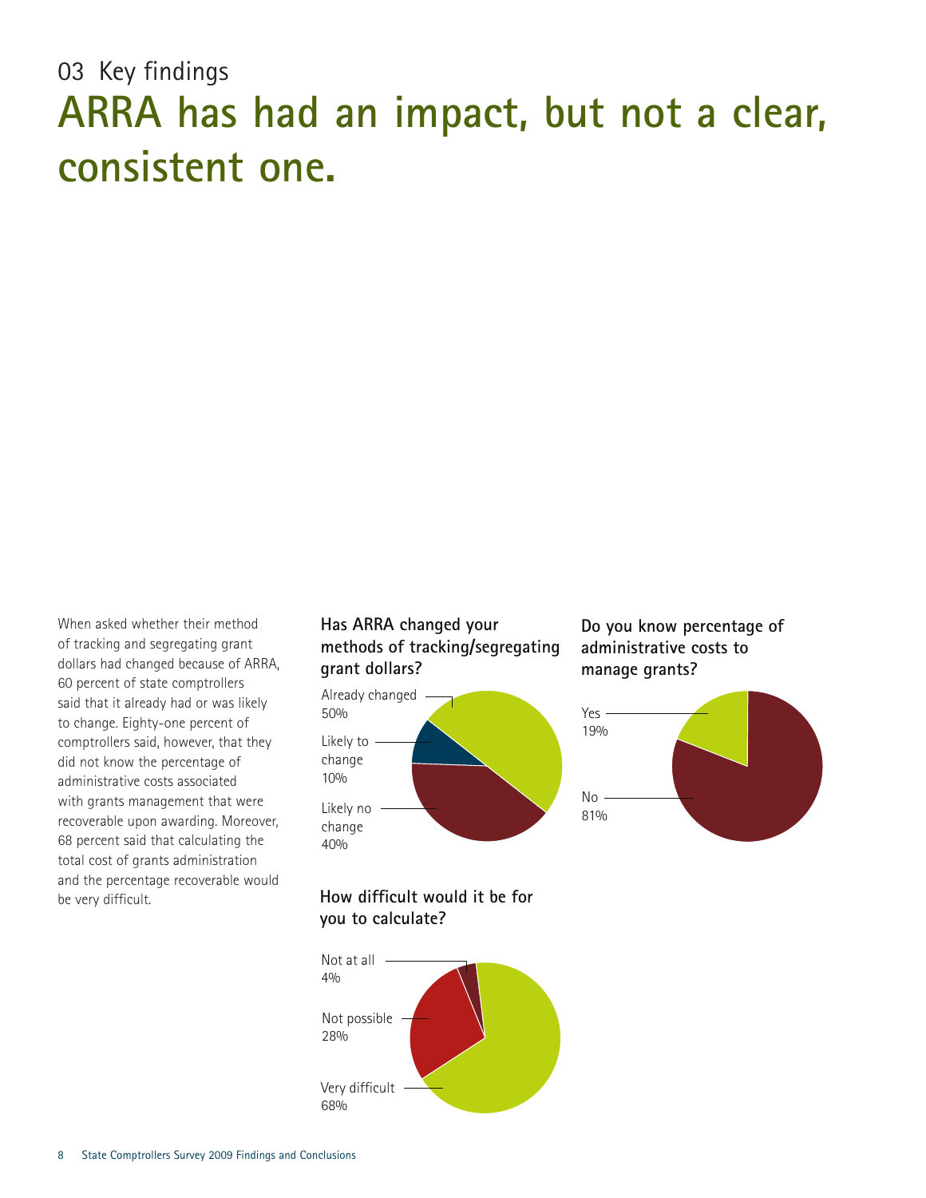03 Key findings

# ARRA has had an impact, but not a clear, consistent one.

When asked whether their method of tracking and segregating grant dollars had changed because of ARRA, 60 percent of state comptrollers said that it already had or was likely to change. Eighty-one percent of comptrollers said, however, that they did not know the percentage of administrative costs associated with grants management that were recoverable upon awarding. Moreover, 68 percent said that calculating the total cost of grants administration and the percentage recoverable would be very difficult.

**Has ARRA changed your methods of tracking/segregating grant dollars?**

| Response | Percent |
|---|---|
| Already changed | 50% |
| Likely to change | 10% |
| Likely no change | 40% |

**Do you know percentage of administrative costs to manage grants?**

| Response | Percent |
|---|---|
| Yes | 19% |
| No | 81% |

**How difficult would it be for you to calculate?**

| Response | Percent |
|---|---|
| Not at all | 4% |
| Not possible | 28% |
| Very difficult | 68% |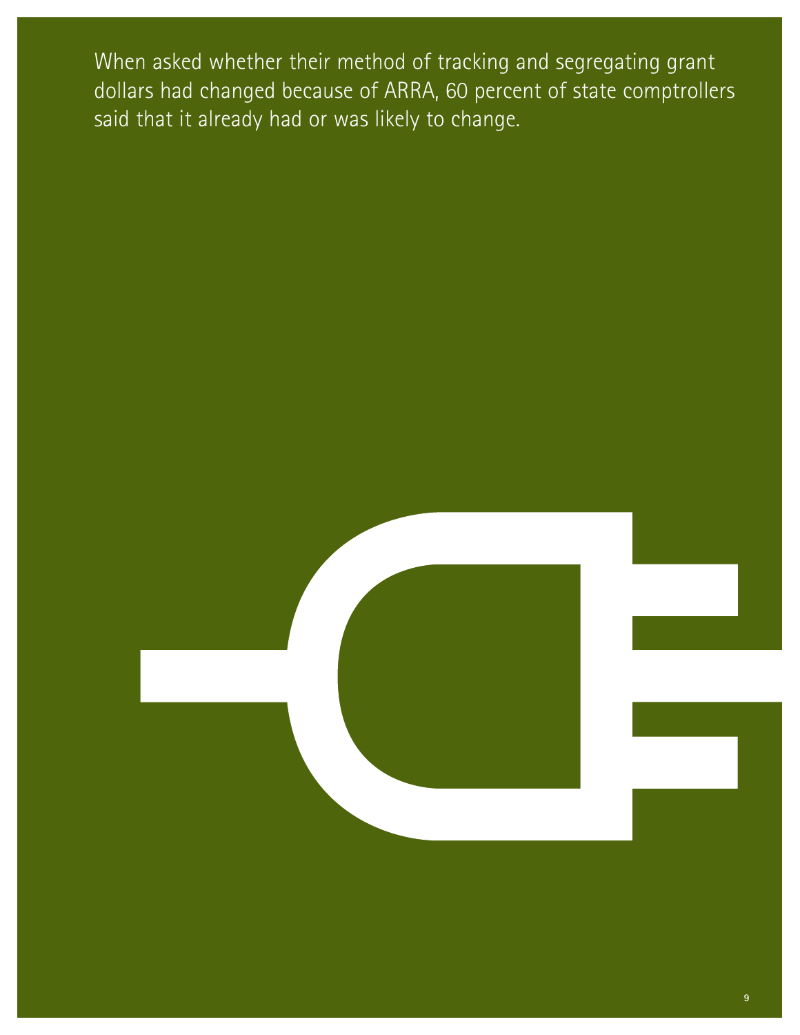When asked whether their method of tracking and segregating grant dollars had changed because of ARRA, 60 percent of state comptrollers said that it already had or was likely to change.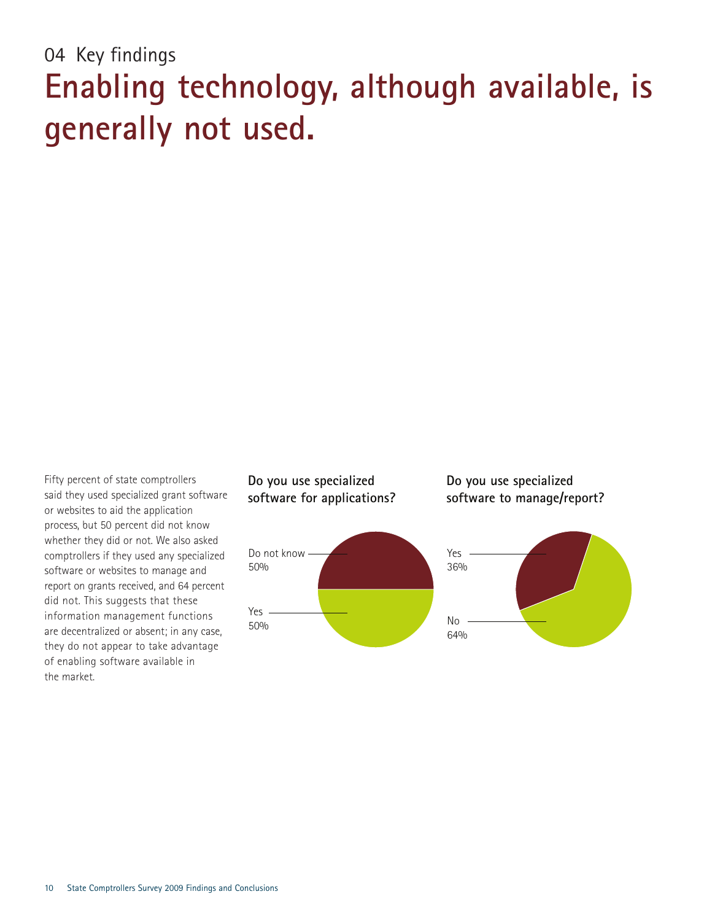04 Key findings

# Enabling technology, although available, is generally not used.

Fifty percent of state comptrollers said they used specialized grant software or websites to aid the application process, but 50 percent did not know whether they did or not. We also asked comptrollers if they used any specialized software or websites to manage and report on grants received, and 64 percent did not. This suggests that these information management functions are decentralized or absent; in any case, they do not appear to take advantage of enabling software available in the market.

**Do you use specialized software for applications?**

Do not know 50%

Yes 50%

**Do you use specialized software to manage/report?**

Yes 36%

No 64%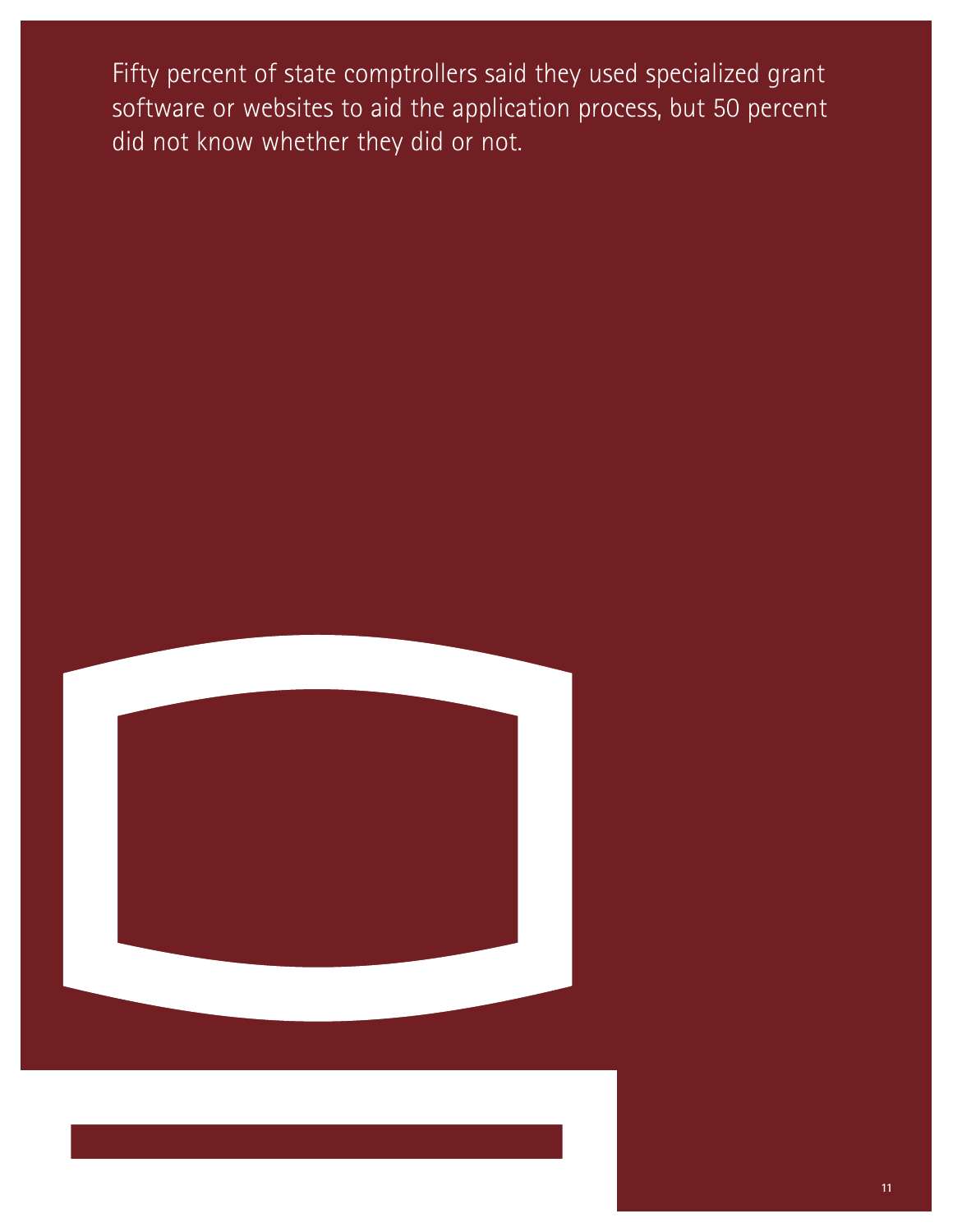Fifty percent of state comptrollers said they used specialized grant software or websites to aid the application process, but 50 percent did not know whether they did or not.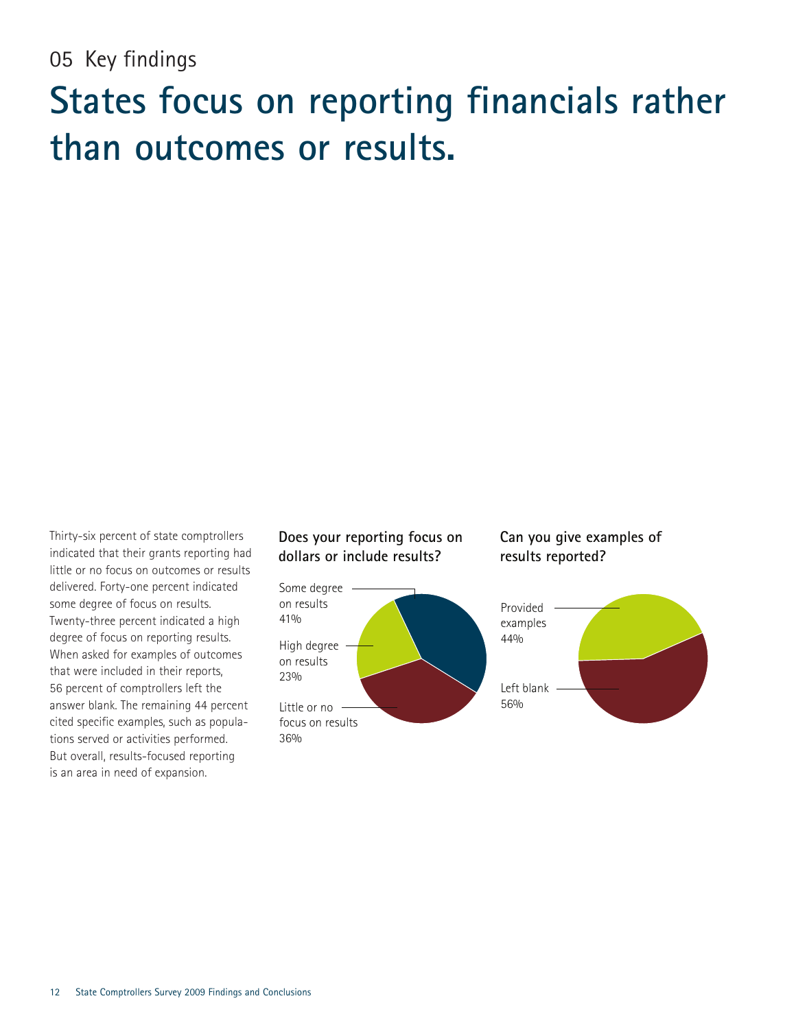05 Key findings

# States focus on reporting financials rather than outcomes or results.

Thirty-six percent of state comptrollers indicated that their grants reporting had little or no focus on outcomes or results delivered. Forty-one percent indicated some degree of focus on results. Twenty-three percent indicated a high degree of focus on reporting results. When asked for examples of outcomes that were included in their reports, 56 percent of comptrollers left the answer blank. The remaining 44 percent cited specific examples, such as populations served or activities performed. But overall, results-focused reporting is an area in need of expansion.

**Does your reporting focus on dollars or include results?**

Some degree on results 41%

High degree on results 23%

Little or no focus on results 36%

**Can you give examples of results reported?**

Provided examples 44%

Left blank 56%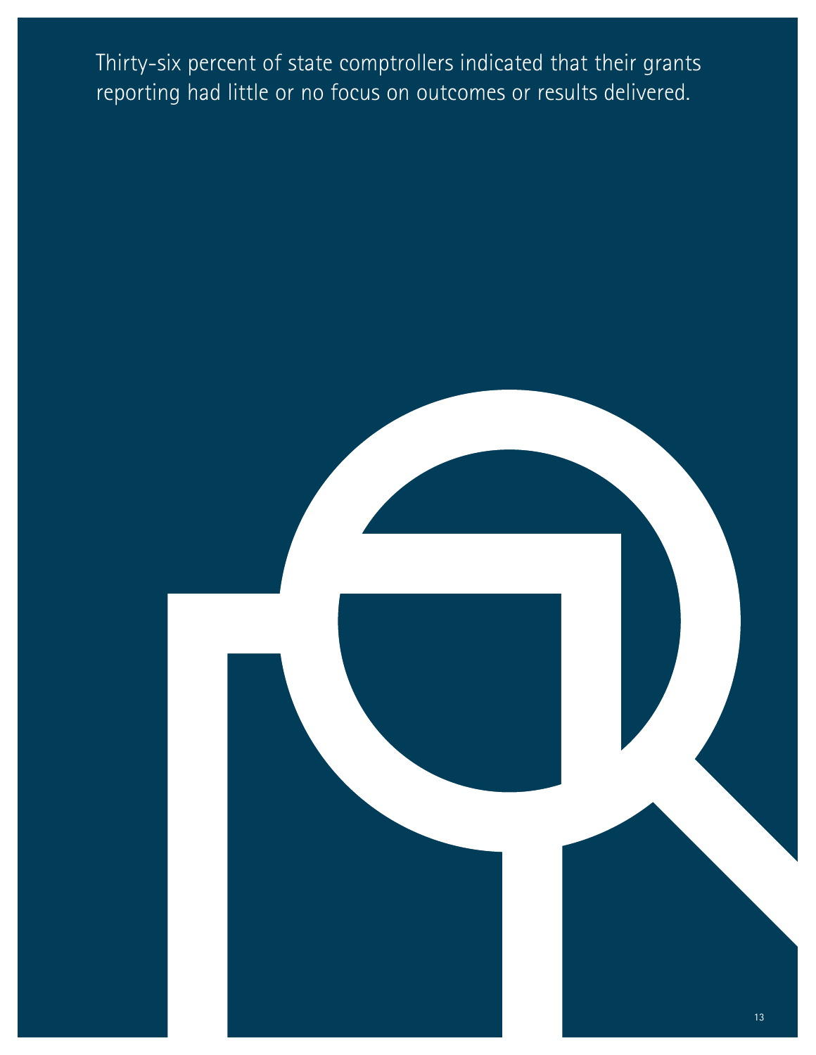Thirty-six percent of state comptrollers indicated that their grants reporting had little or no focus on outcomes or results delivered.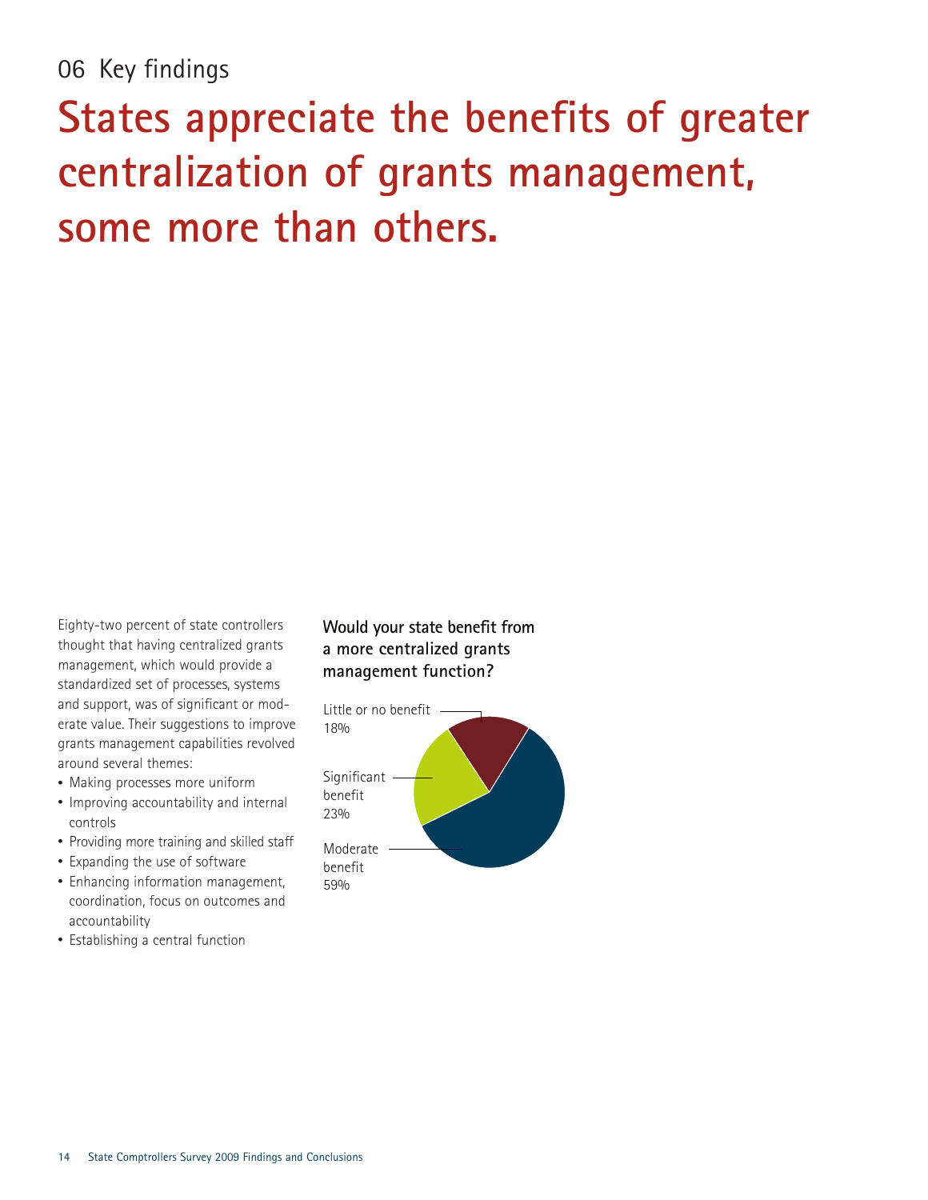06 Key findings

# States appreciate the benefits of greater centralization of grants management, some more than others.

Eighty-two percent of state controllers thought that having centralized grants management, which would provide a standardized set of processes, systems and support, was of significant or moderate value. Their suggestions to improve grants management capabilities revolved around several themes:

- Making processes more uniform
- Improving accountability and internal controls
- Providing more training and skilled staff
- Expanding the use of software
- Enhancing information management, coordination, focus on outcomes and accountability
- Establishing a central function

**Would your state benefit from a more centralized grants management function?**

| Response | Percentage |
|---|---|
| Little or no benefit | 18% |
| Significant benefit | 23% |
| Moderate benefit | 59% |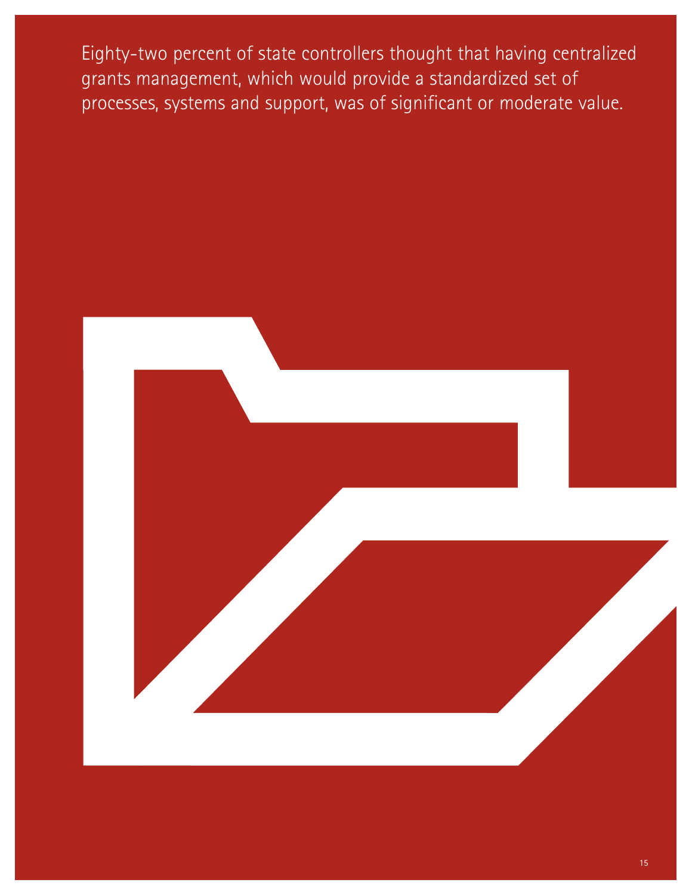Eighty-two percent of state controllers thought that having centralized grants management, which would provide a standardized set of processes, systems and support, was of significant or moderate value.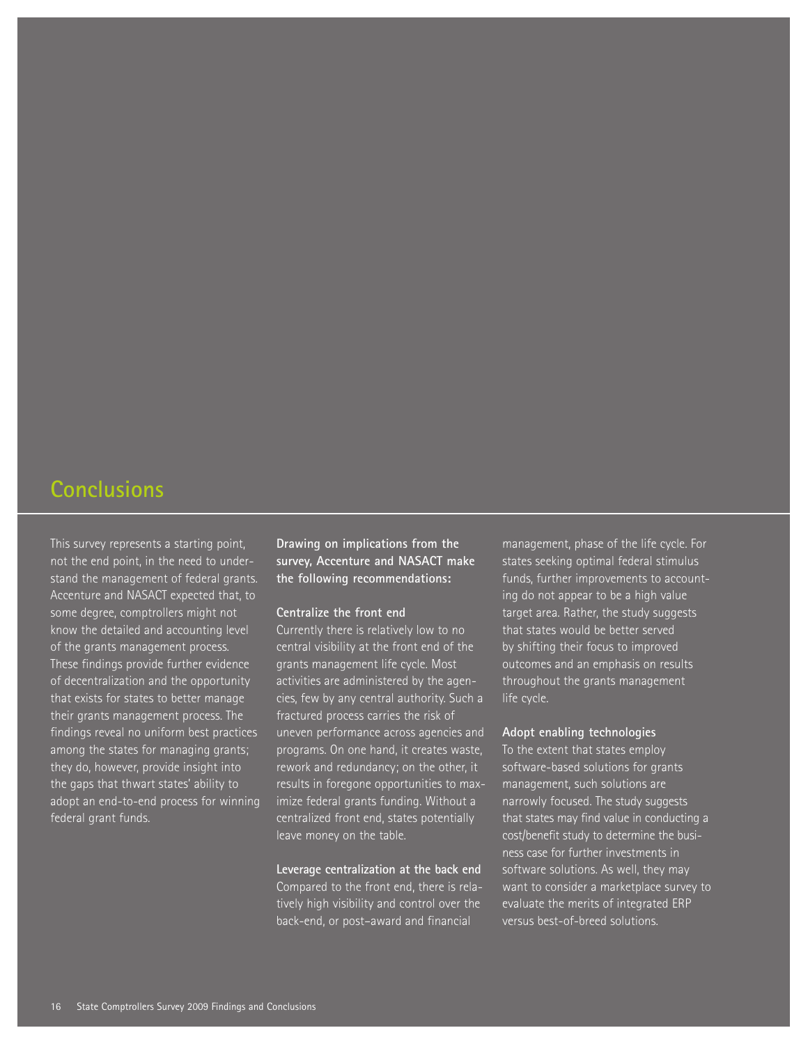# Conclusions

This survey represents a starting point, not the end point, in the need to understand the management of federal grants. Accenture and NASACT expected that, to some degree, comptrollers might not know the detailed and accounting level of the grants management process. These findings provide further evidence of decentralization and the opportunity that exists for states to better manage their grants management process. The findings reveal no uniform best practices among the states for managing grants; they do, however, provide insight into the gaps that thwart states' ability to adopt an end-to-end process for winning federal grant funds.

**Drawing on implications from the survey, Accenture and NASACT make the following recommendations:**

**Centralize the front end**

Currently there is relatively low to no central visibility at the front end of the grants management life cycle. Most activities are administered by the agencies, few by any central authority. Such a fractured process carries the risk of uneven performance across agencies and programs. On one hand, it creates waste, rework and redundancy; on the other, it results in foregone opportunities to maximize federal grants funding. Without a centralized front end, states potentially leave money on the table.

**Leverage centralization at the back end**

Compared to the front end, there is relatively high visibility and control over the back-end, or post-award and financial management, phase of the life cycle. For states seeking optimal federal stimulus funds, further improvements to accounting do not appear to be a high value target area. Rather, the study suggests that states would be better served by shifting their focus to improved outcomes and an emphasis on results throughout the grants management life cycle.

**Adopt enabling technologies**

To the extent that states employ software-based solutions for grants management, such solutions are narrowly focused. The study suggests that states may find value in conducting a cost/benefit study to determine the business case for further investments in software solutions. As well, they may want to consider a marketplace survey to evaluate the merits of integrated ERP versus best-of-breed solutions.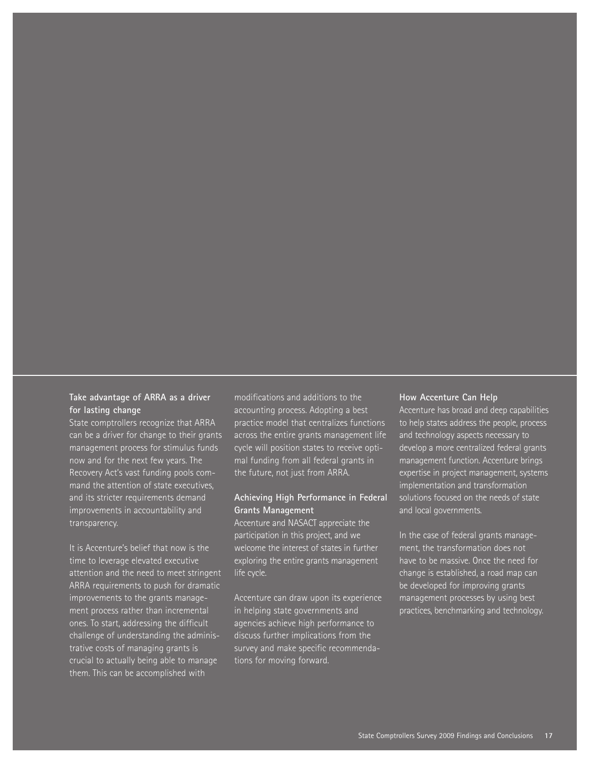### Take advantage of ARRA as a driver for lasting change

State comptrollers recognize that ARRA can be a driver for change to their grants management process for stimulus funds now and for the next few years. The Recovery Act's vast funding pools command the attention of state executives, and its stricter requirements demand improvements in accountability and transparency.

It is Accenture's belief that now is the time to leverage elevated executive attention and the need to meet stringent ARRA requirements to push for dramatic improvements to the grants management process rather than incremental ones. To start, addressing the difficult challenge of understanding the administrative costs of managing grants is crucial to actually being able to manage them. This can be accomplished with modifications and additions to the accounting process. Adopting a best practice model that centralizes functions across the entire grants management life cycle will position states to receive optimal funding from all federal grants in the future, not just from ARRA.

### Achieving High Performance in Federal Grants Management

Accenture and NASACT appreciate the participation in this project, and we welcome the interest of states in further exploring the entire grants management life cycle.

Accenture can draw upon its experience in helping state governments and agencies achieve high performance to discuss further implications from the survey and make specific recommendations for moving forward.

### How Accenture Can Help

Accenture has broad and deep capabilities to help states address the people, process and technology aspects necessary to develop a more centralized federal grants management function. Accenture brings expertise in project management, systems implementation and transformation solutions focused on the needs of state and local governments.

In the case of federal grants management, the transformation does not have to be massive. Once the need for change is established, a road map can be developed for improving grants management processes by using best practices, benchmarking and technology.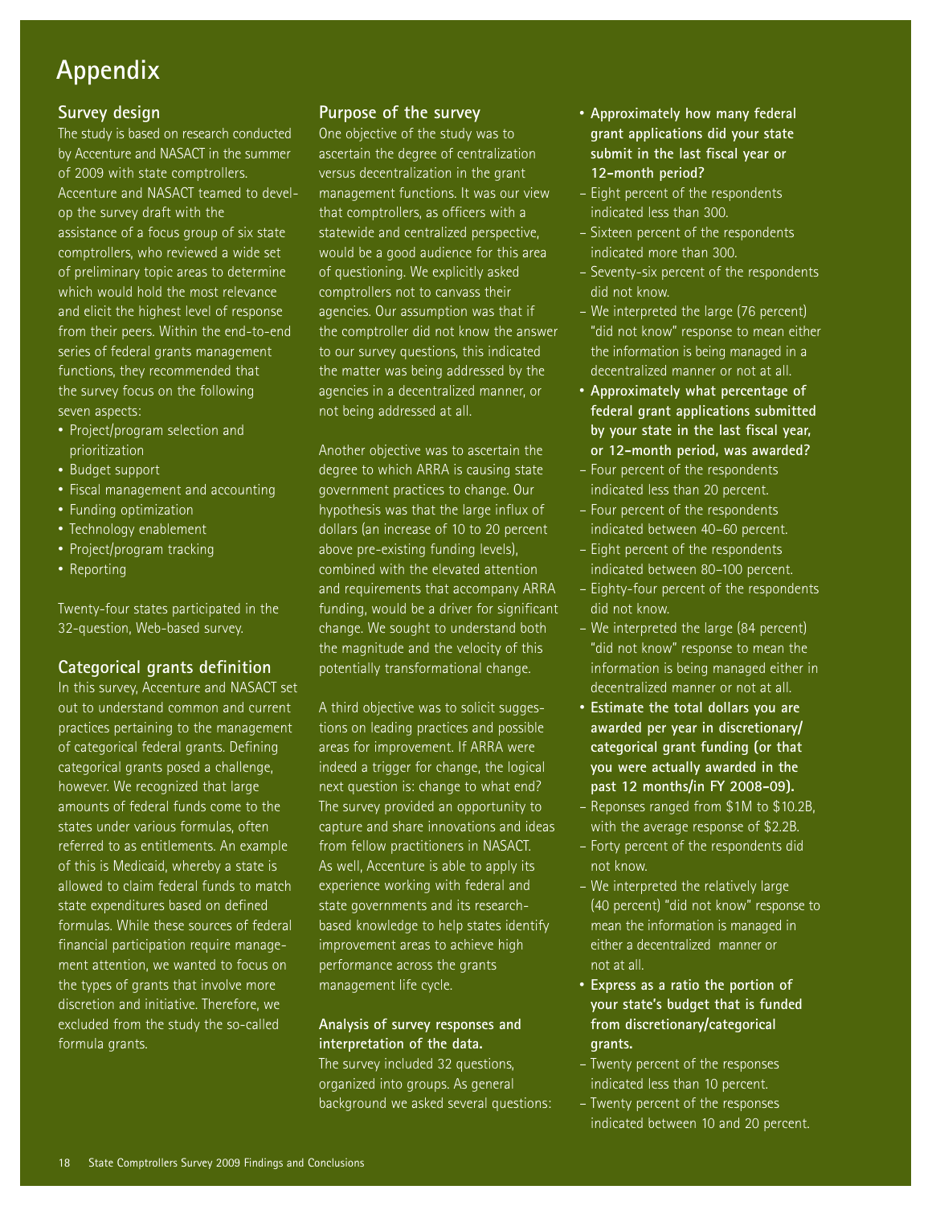# Appendix

## Survey design

The study is based on research conducted by Accenture and NASACT in the summer of 2009 with state comptrollers. Accenture and NASACT teamed to develop the survey draft with the assistance of a focus group of six state comptrollers, who reviewed a wide set of preliminary topic areas to determine which would hold the most relevance and elicit the highest level of response from their peers. Within the end-to-end series of federal grants management functions, they recommended that the survey focus on the following seven aspects:

- Project/program selection and prioritization
- Budget support
- Fiscal management and accounting
- Funding optimization
- Technology enablement
- Project/program tracking
- Reporting

Twenty-four states participated in the 32-question, Web-based survey.

## Categorical grants definition

In this survey, Accenture and NASACT set out to understand common and current practices pertaining to the management of categorical federal grants. Defining categorical grants posed a challenge, however. We recognized that large amounts of federal funds come to the states under various formulas, often referred to as entitlements. An example of this is Medicaid, whereby a state is allowed to claim federal funds to match state expenditures based on defined formulas. While these sources of federal financial participation require management attention, we wanted to focus on the types of grants that involve more discretion and initiative. Therefore, we excluded from the study the so-called formula grants.

## Purpose of the survey

One objective of the study was to ascertain the degree of centralization versus decentralization in the grant management functions. It was our view that comptrollers, as officers with a statewide and centralized perspective, would be a good audience for this area of questioning. We explicitly asked comptrollers not to canvass their agencies. Our assumption was that if the comptroller did not know the answer to our survey questions, this indicated the matter was being addressed by the agencies in a decentralized manner, or not being addressed at all.

Another objective was to ascertain the degree to which ARRA is causing state government practices to change. Our hypothesis was that the large influx of dollars (an increase of 10 to 20 percent above pre-existing funding levels), combined with the elevated attention and requirements that accompany ARRA funding, would be a driver for significant change. We sought to understand both the magnitude and the velocity of this potentially transformational change.

A third objective was to solicit suggestions on leading practices and possible areas for improvement. If ARRA were indeed a trigger for change, the logical next question is: change to what end? The survey provided an opportunity to capture and share innovations and ideas from fellow practitioners in NASACT. As well, Accenture is able to apply its experience working with federal and state governments and its research-based knowledge to help states identify improvement areas to achieve high performance across the grants management life cycle.

### Analysis of survey responses and interpretation of the data.

The survey included 32 questions, organized into groups. As general background we asked several questions:

- **Approximately how many federal grant applications did your state submit in the last fiscal year or 12-month period?**
  - Eight percent of the respondents indicated less than 300.
  - Sixteen percent of the respondents indicated more than 300.
  - Seventy-six percent of the respondents did not know.
  - We interpreted the large (76 percent) "did not know" response to mean either the information is being managed in a decentralized manner or not at all.
- **Approximately what percentage of federal grant applications submitted by your state in the last fiscal year, or 12-month period, was awarded?**
  - Four percent of the respondents indicated less than 20 percent.
  - Four percent of the respondents indicated between 40–60 percent.
  - Eight percent of the respondents indicated between 80–100 percent.
  - Eighty-four percent of the respondents did not know.
  - We interpreted the large (84 percent) "did not know" response to mean the information is being managed either in decentralized manner or not at all.
- **Estimate the total dollars you are awarded per year in discretionary/categorical grant funding (or that you were actually awarded in the past 12 months/in FY 2008-09).**
  - Reponses ranged from $1M to $10.2B, with the average response of $2.2B.
  - Forty percent of the respondents did not know.
  - We interpreted the relatively large (40 percent) "did not know" response to mean the information is managed in either a decentralized manner or not at all.
- **Express as a ratio the portion of your state's budget that is funded from discretionary/categorical grants.**
  - Twenty percent of the responses indicated less than 10 percent.
  - Twenty percent of the responses indicated between 10 and 20 percent.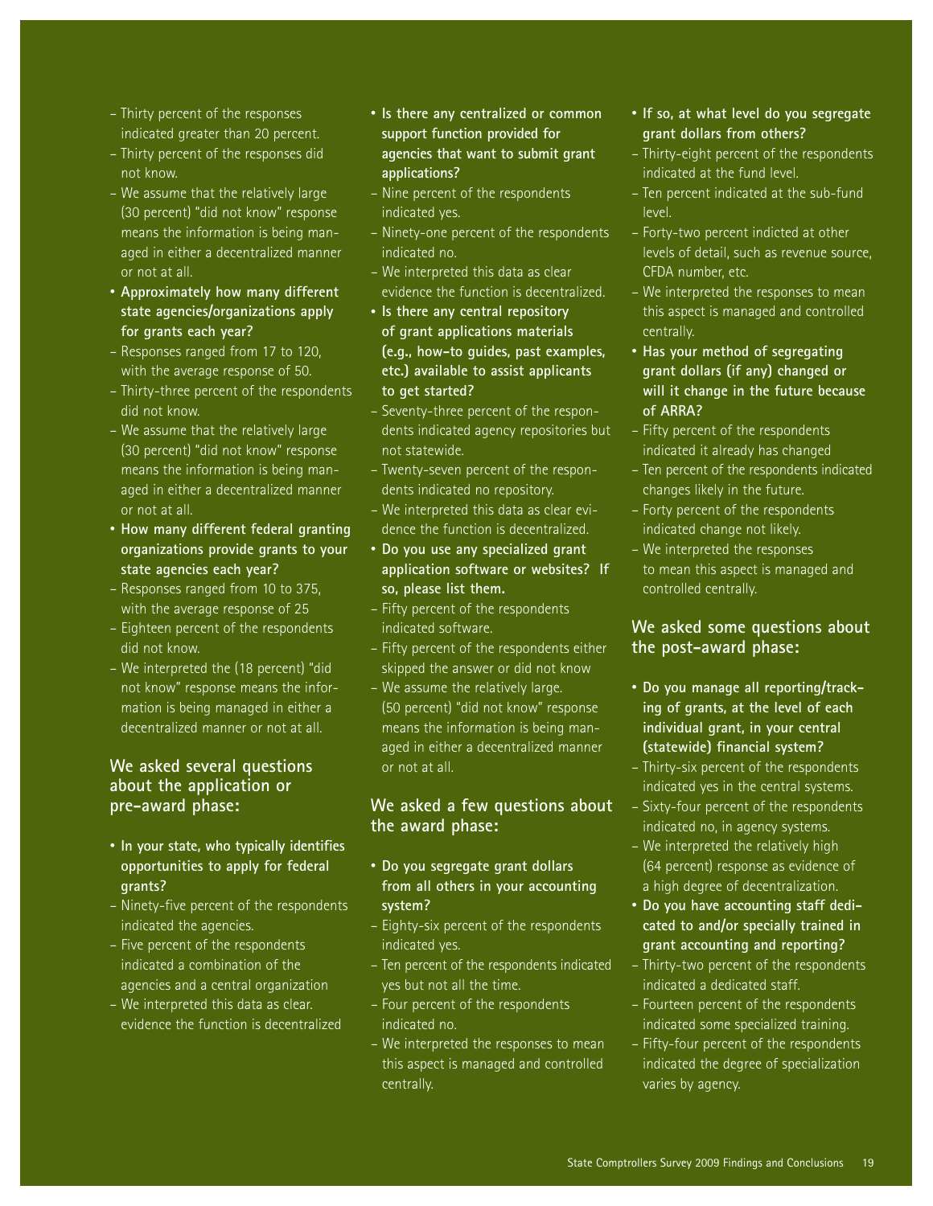- Thirty percent of the responses indicated greater than 20 percent.
- Thirty percent of the responses did not know.
- We assume that the relatively large (30 percent) "did not know" response means the information is being managed in either a decentralized manner or not at all.

- **Approximately how many different state agencies/organizations apply for grants each year?**
  - Responses ranged from 17 to 120, with the average response of 50.
  - Thirty-three percent of the respondents did not know.
  - We assume that the relatively large (30 percent) "did not know" response means the information is being managed in either a decentralized manner or not at all.
- **How many different federal granting organizations provide grants to your state agencies each year?**
  - Responses ranged from 10 to 375, with the average response of 25
  - Eighteen percent of the respondents did not know.
  - We interpreted the (18 percent) "did not know" response means the information is being managed in either a decentralized manner or not at all.

### We asked several questions about the application or pre-award phase:

- **In your state, who typically identifies opportunities to apply for federal grants?**
  - Ninety-five percent of the respondents indicated the agencies.
  - Five percent of the respondents indicated a combination of the agencies and a central organization
  - We interpreted this data as clear. evidence the function is decentralized
- **Is there any centralized or common support function provided for agencies that want to submit grant applications?**
  - Nine percent of the respondents indicated yes.
  - Ninety-one percent of the respondents indicated no.
  - We interpreted this data as clear evidence the function is decentralized.
- **Is there any central repository of grant applications materials (e.g., how-to guides, past examples, etc.) available to assist applicants to get started?**
  - Seventy-three percent of the respondents indicated agency repositories but not statewide.
  - Twenty-seven percent of the respondents indicated no repository.
  - We interpreted this data as clear evidence the function is decentralized.
- **Do you use any specialized grant application software or websites? If so, please list them.**
  - Fifty percent of the respondents indicated software.
  - Fifty percent of the respondents either skipped the answer or did not know
  - We assume the relatively large. (50 percent) "did not know" response means the information is being managed in either a decentralized manner or not at all.

### We asked a few questions about the award phase:

- **Do you segregate grant dollars from all others in your accounting system?**
  - Eighty-six percent of the respondents indicated yes.
  - Ten percent of the respondents indicated yes but not all the time.
  - Four percent of the respondents indicated no.
  - We interpreted the responses to mean this aspect is managed and controlled centrally.
- **If so, at what level do you segregate grant dollars from others?**
  - Thirty-eight percent of the respondents indicated at the fund level.
  - Ten percent indicated at the sub-fund level.
  - Forty-two percent indicted at other levels of detail, such as revenue source, CFDA number, etc.
  - We interpreted the responses to mean this aspect is managed and controlled centrally.
- **Has your method of segregating grant dollars (if any) changed or will it change in the future because of ARRA?**
  - Fifty percent of the respondents indicated it already has changed
  - Ten percent of the respondents indicated changes likely in the future.
  - Forty percent of the respondents indicated change not likely.
  - We interpreted the responses to mean this aspect is managed and controlled centrally.

### We asked some questions about the post-award phase:

- **Do you manage all reporting/tracking of grants, at the level of each individual grant, in your central (statewide) financial system?**
  - Thirty-six percent of the respondents indicated yes in the central systems.
  - Sixty-four percent of the respondents indicated no, in agency systems.
  - We interpreted the relatively high (64 percent) response as evidence of a high degree of decentralization.
- **Do you have accounting staff dedicated to and/or specially trained in grant accounting and reporting?**
  - Thirty-two percent of the respondents indicated a dedicated staff.
  - Fourteen percent of the respondents indicated some specialized training.
  - Fifty-four percent of the respondents indicated the degree of specialization varies by agency.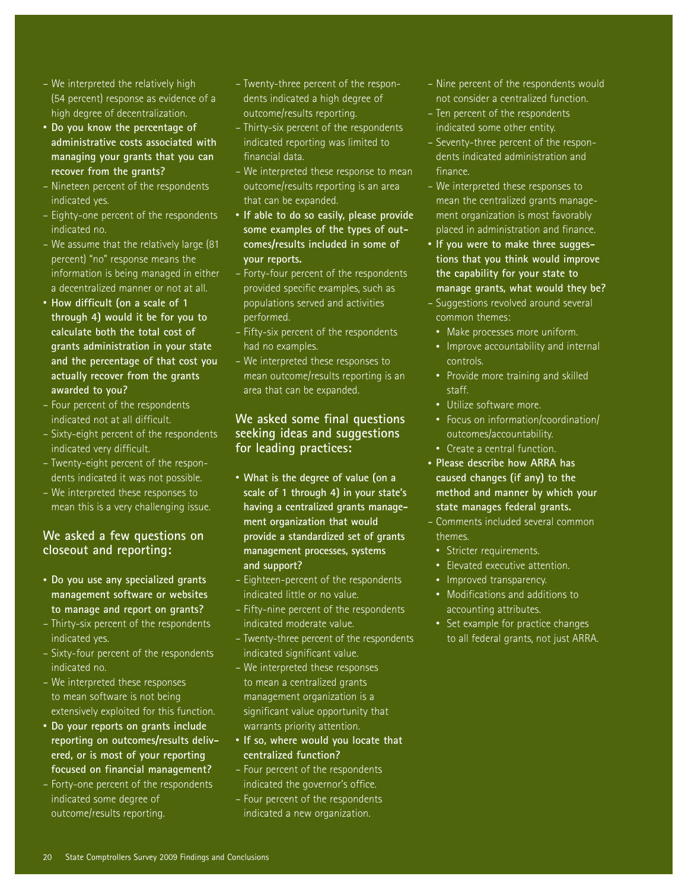- We interpreted the relatively high (54 percent) response as evidence of a high degree of decentralization.
- **Do you know the percentage of administrative costs associated with managing your grants that you can recover from the grants?**
  - Nineteen percent of the respondents indicated yes.
  - Eighty-one percent of the respondents indicated no.
  - We assume that the relatively large (81 percent) "no" response means the information is being managed in either a decentralized manner or not at all.
- **How difficult (on a scale of 1 through 4) would it be for you to calculate both the total cost of grants administration in your state and the percentage of that cost you actually recover from the grants awarded to you?**
  - Four percent of the respondents indicated not at all difficult.
  - Sixty-eight percent of the respondents indicated very difficult.
  - Twenty-eight percent of the respondents indicated it was not possible.
  - We interpreted these responses to mean this is a very challenging issue.

### We asked a few questions on closeout and reporting:

- **Do you use any specialized grants management software or websites to manage and report on grants?**
  - Thirty-six percent of the respondents indicated yes.
  - Sixty-four percent of the respondents indicated no.
  - We interpreted these responses to mean software is not being extensively exploited for this function.
- **Do your reports on grants include reporting on outcomes/results delivered, or is most of your reporting focused on financial management?**
  - Forty-one percent of the respondents indicated some degree of outcome/results reporting.
  - Twenty-three percent of the respondents indicated a high degree of outcome/results reporting.
  - Thirty-six percent of the respondents indicated reporting was limited to financial data.
  - We interpreted these response to mean outcome/results reporting is an area that can be expanded.
- **If able to do so easily, please provide some examples of the types of outcomes/results included in some of your reports.**
  - Forty-four percent of the respondents provided specific examples, such as populations served and activities performed.
  - Fifty-six percent of the respondents had no examples.
  - We interpreted these responses to mean outcome/results reporting is an area that can be expanded.

### We asked some final questions seeking ideas and suggestions for leading practices:

- **What is the degree of value (on a scale of 1 through 4) in your state's having a centralized grants management organization that would provide a standardized set of grants management processes, systems and support?**
  - Eighteen-percent of the respondents indicated little or no value.
  - Fifty-nine percent of the respondents indicated moderate value.
  - Twenty-three percent of the respondents indicated significant value.
  - We interpreted these responses to mean a centralized grants management organization is a significant value opportunity that warrants priority attention.
- **If so, where would you locate that centralized function?**
  - Four percent of the respondents indicated the governor's office.
  - Four percent of the respondents indicated a new organization.
  - Nine percent of the respondents would not consider a centralized function.
  - Ten percent of the respondents indicated some other entity.
  - Seventy-three percent of the respondents indicated administration and finance.
  - We interpreted these responses to mean the centralized grants management organization is most favorably placed in administration and finance.
- **If you were to make three suggestions that you think would improve the capability for your state to manage grants, what would they be?**
  - Suggestions revolved around several common themes:
    - Make processes more uniform.
    - Improve accountability and internal controls.
    - Provide more training and skilled staff.
    - Utilize software more.
    - Focus on information/coordination/outcomes/accountability.
    - Create a central function.
- **Please describe how ARRA has caused changes (if any) to the method and manner by which your state manages federal grants.**
  - Comments included several common themes.
    - Stricter requirements.
    - Elevated executive attention.
    - Improved transparency.
    - Modifications and additions to accounting attributes.
    - Set example for practice changes to all federal grants, not just ARRA.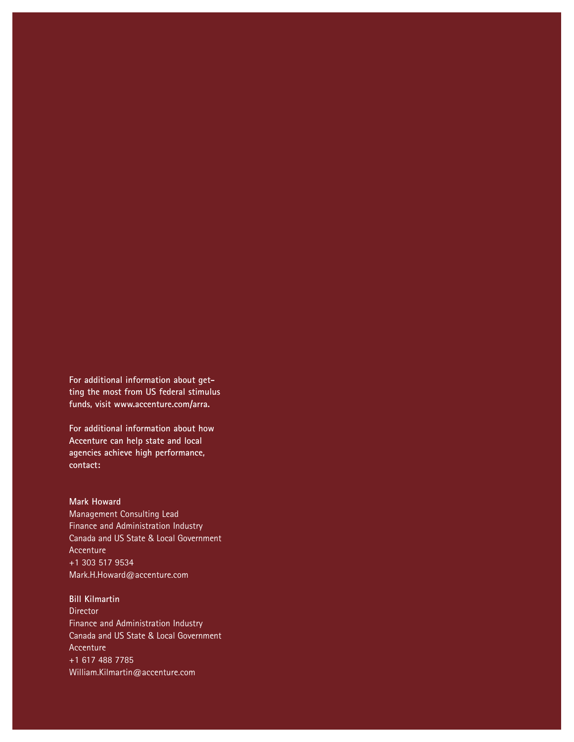**For additional information about getting the most from US federal stimulus funds, visit www.accenture.com/arra.**

**For additional information about how Accenture can help state and local agencies achieve high performance, contact:**

**Mark Howard**
Management Consulting Lead
Finance and Administration Industry
Canada and US State & Local Government
Accenture
+1 303 517 9534
Mark.H.Howard@accenture.com

**Bill Kilmartin**
Director
Finance and Administration Industry
Canada and US State & Local Government
Accenture
+1 617 488 7785
William.Kilmartin@accenture.com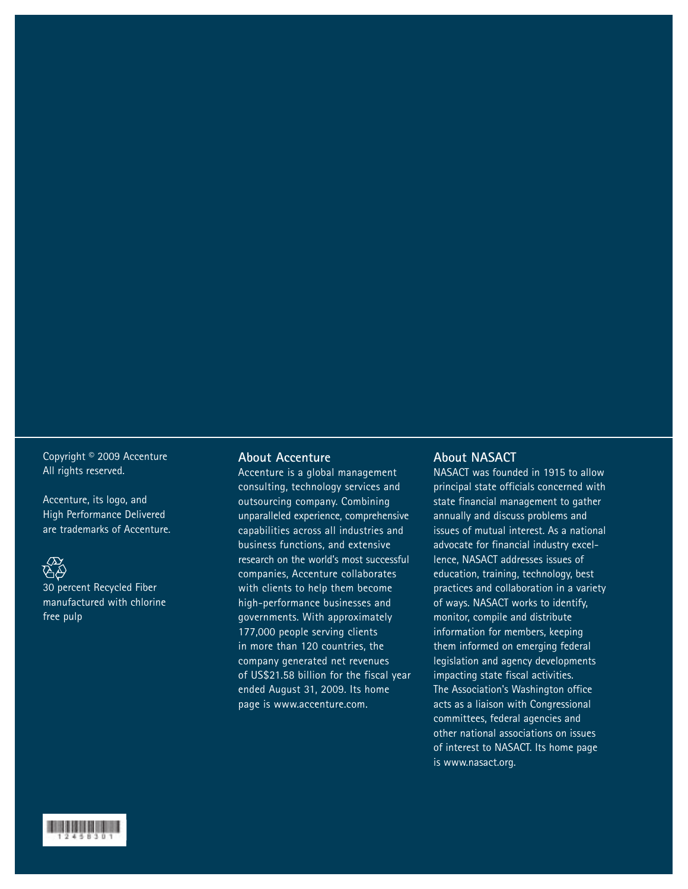Copyright © 2009 Accenture
All rights reserved.

Accenture, its logo, and High Performance Delivered are trademarks of Accenture.

30 percent Recycled Fiber manufactured with chlorine free pulp

## About Accenture

Accenture is a global management consulting, technology services and outsourcing company. Combining unparalleled experience, comprehensive capabilities across all industries and business functions, and extensive research on the world's most successful companies, Accenture collaborates with clients to help them become high-performance businesses and governments. With approximately 177,000 people serving clients in more than 120 countries, the company generated net revenues of US$21.58 billion for the fiscal year ended August 31, 2009. Its home page is www.accenture.com.

## About NASACT

NASACT was founded in 1915 to allow principal state officials concerned with state financial management to gather annually and discuss problems and issues of mutual interest. As a national advocate for financial industry excellence, NASACT addresses issues of education, training, technology, best practices and collaboration in a variety of ways. NASACT works to identify, monitor, compile and distribute information for members, keeping them informed on emerging federal legislation and agency developments impacting state fiscal activities. The Association's Washington office acts as a liaison with Congressional committees, federal agencies and other national associations on issues of interest to NASACT. Its home page is www.nasact.org.

12458301